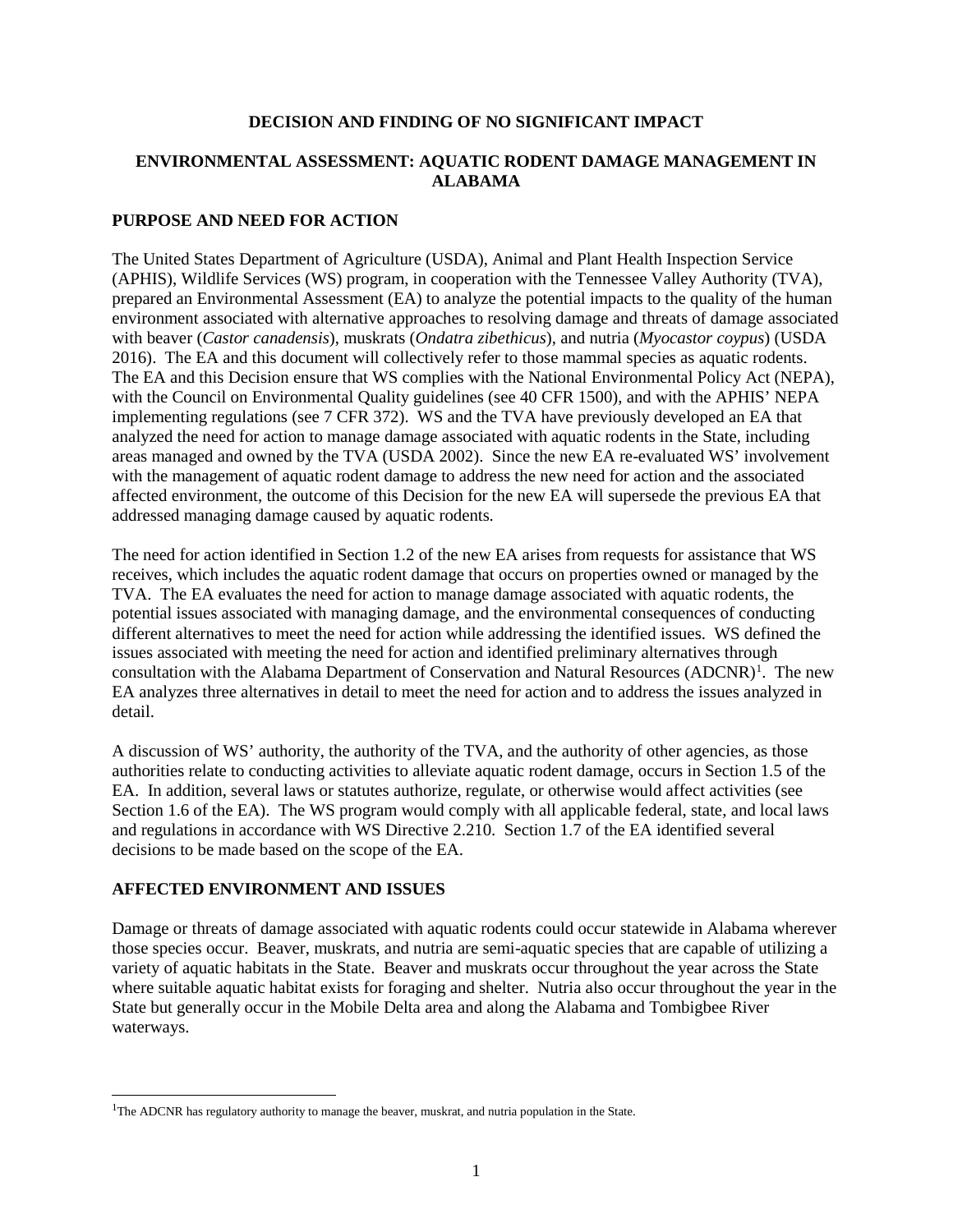# DECISION AND FINDING OF NO SIGNIFICANT IMPACT

## ENVIRONMENTAL ASSESSMENT: AQUATIC RODENT DAMAGE MANAGEMENT IN ALABAMA

### PURPOSE AND NEED FOR ACTION

The United States Department of Agriculture (USDA), Animal and Plant Health Inspection Service (APHIS), Wildlife Services (WS) program, in cooperation with the Tennessee Valley Authority (TVA), prepared an Environmental Assessment (EA) to analyze the potential impacts to the quality of the human environment associated with alternative approaches to resolving damage and threats of damage associated with beaver (*Castor canadensis*), muskrats (*Ondatra zibethicus*), and nutria (*Myocastor coypus*) (USDA 2016). The EA and this document will collectively refer to those mammal species as aquatic rodents. The EA and this Decision ensure that WS complies with the National Environmental Policy Act (NEPA), with the Council on Environmental Quality guidelines (see 40 CFR 1500), and with the APHIS' NEPA implementing regulations (see 7 CFR 372). WS and the TVA have previously developed an EA that analyzed the need for action to manage damage associated with aquatic rodents in the State, including areas managed and owned by the TVA (USDA 2002). Since the new EA re-evaluated WS' involvement with the management of aquatic rodent damage to address the new need for action and the associated affected environment, the outcome of this Decision for the new EA will supersede the previous EA that addressed managing damage caused by aquatic rodents.

The need for action identified in Section 1.2 of the new EA arises from requests for assistance that WS receives, which includes the aquatic rodent damage that occurs on properties owned or managed by the TVA. The EA evaluates the need for action to manage damage associated with aquatic rodents, the potential issues associated with managing damage, and the environmental consequences of conducting different alternatives to meet the need for action while addressing the identified issues. WS defined the issues associated with meeting the need for action and identified preliminary alternatives through consultation with the Alabama Department of Conservation and Natural Resources (ADCNR)[1]. The new EA analyzes three alternatives in detail to meet the need for action and to address the issues analyzed in detail.

A discussion of WS' authority, the authority of the TVA, and the authority of other agencies, as those authorities relate to conducting activities to alleviate aquatic rodent damage, occurs in Section 1.5 of the EA. In addition, several laws or statutes authorize, regulate, or otherwise would affect activities (see Section 1.6 of the EA). The WS program would comply with all applicable federal, state, and local laws and regulations in accordance with WS Directive 2.210. Section 1.7 of the EA identified several decisions to be made based on the scope of the EA.

### AFFECTED ENVIRONMENT AND ISSUES

Damage or threats of damage associated with aquatic rodents could occur statewide in Alabama wherever those species occur. Beaver, muskrats, and nutria are semi-aquatic species that are capable of utilizing a variety of aquatic habitats in the State. Beaver and muskrats occur throughout the year across the State where suitable aquatic habitat exists for foraging and shelter. Nutria also occur throughout the year in the State but generally occur in the Mobile Delta area and along the Alabama and Tombigbee River waterways.

---

[1] The ADCNR has regulatory authority to manage the beaver, muskrat, and nutria population in the State.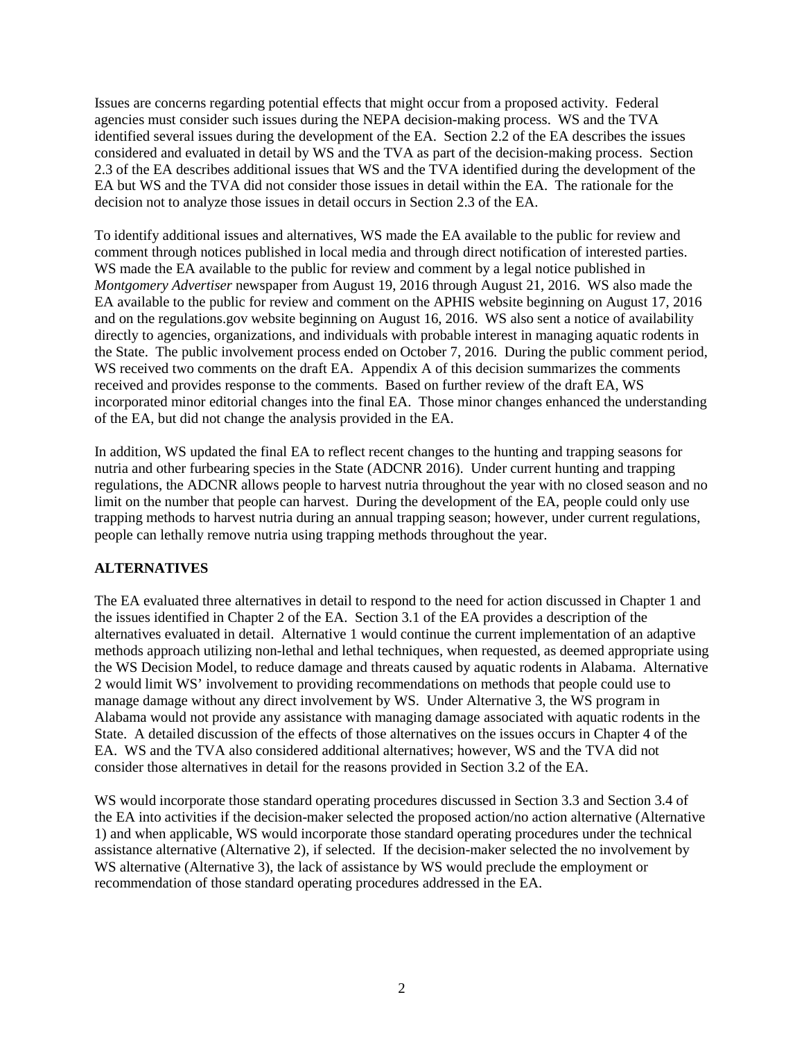Issues are concerns regarding potential effects that might occur from a proposed activity. Federal agencies must consider such issues during the NEPA decision-making process. WS and the TVA identified several issues during the development of the EA. Section 2.2 of the EA describes the issues considered and evaluated in detail by WS and the TVA as part of the decision-making process. Section 2.3 of the EA describes additional issues that WS and the TVA identified during the development of the EA but WS and the TVA did not consider those issues in detail within the EA. The rationale for the decision not to analyze those issues in detail occurs in Section 2.3 of the EA.

To identify additional issues and alternatives, WS made the EA available to the public for review and comment through notices published in local media and through direct notification of interested parties. WS made the EA available to the public for review and comment by a legal notice published in *Montgomery Advertiser* newspaper from August 19, 2016 through August 21, 2016. WS also made the EA available to the public for review and comment on the APHIS website beginning on August 17, 2016 and on the regulations.gov website beginning on August 16, 2016. WS also sent a notice of availability directly to agencies, organizations, and individuals with probable interest in managing aquatic rodents in the State. The public involvement process ended on October 7, 2016. During the public comment period, WS received two comments on the draft EA. Appendix A of this decision summarizes the comments received and provides response to the comments. Based on further review of the draft EA, WS incorporated minor editorial changes into the final EA. Those minor changes enhanced the understanding of the EA, but did not change the analysis provided in the EA.

In addition, WS updated the final EA to reflect recent changes to the hunting and trapping seasons for nutria and other furbearing species in the State (ADCNR 2016). Under current hunting and trapping regulations, the ADCNR allows people to harvest nutria throughout the year with no closed season and no limit on the number that people can harvest. During the development of the EA, people could only use trapping methods to harvest nutria during an annual trapping season; however, under current regulations, people can lethally remove nutria using trapping methods throughout the year.

**ALTERNATIVES**

The EA evaluated three alternatives in detail to respond to the need for action discussed in Chapter 1 and the issues identified in Chapter 2 of the EA. Section 3.1 of the EA provides a description of the alternatives evaluated in detail. Alternative 1 would continue the current implementation of an adaptive methods approach utilizing non-lethal and lethal techniques, when requested, as deemed appropriate using the WS Decision Model, to reduce damage and threats caused by aquatic rodents in Alabama. Alternative 2 would limit WS' involvement to providing recommendations on methods that people could use to manage damage without any direct involvement by WS. Under Alternative 3, the WS program in Alabama would not provide any assistance with managing damage associated with aquatic rodents in the State. A detailed discussion of the effects of those alternatives on the issues occurs in Chapter 4 of the EA. WS and the TVA also considered additional alternatives; however, WS and the TVA did not consider those alternatives in detail for the reasons provided in Section 3.2 of the EA.

WS would incorporate those standard operating procedures discussed in Section 3.3 and Section 3.4 of the EA into activities if the decision-maker selected the proposed action/no action alternative (Alternative 1) and when applicable, WS would incorporate those standard operating procedures under the technical assistance alternative (Alternative 2), if selected. If the decision-maker selected the no involvement by WS alternative (Alternative 3), the lack of assistance by WS would preclude the employment or recommendation of those standard operating procedures addressed in the EA.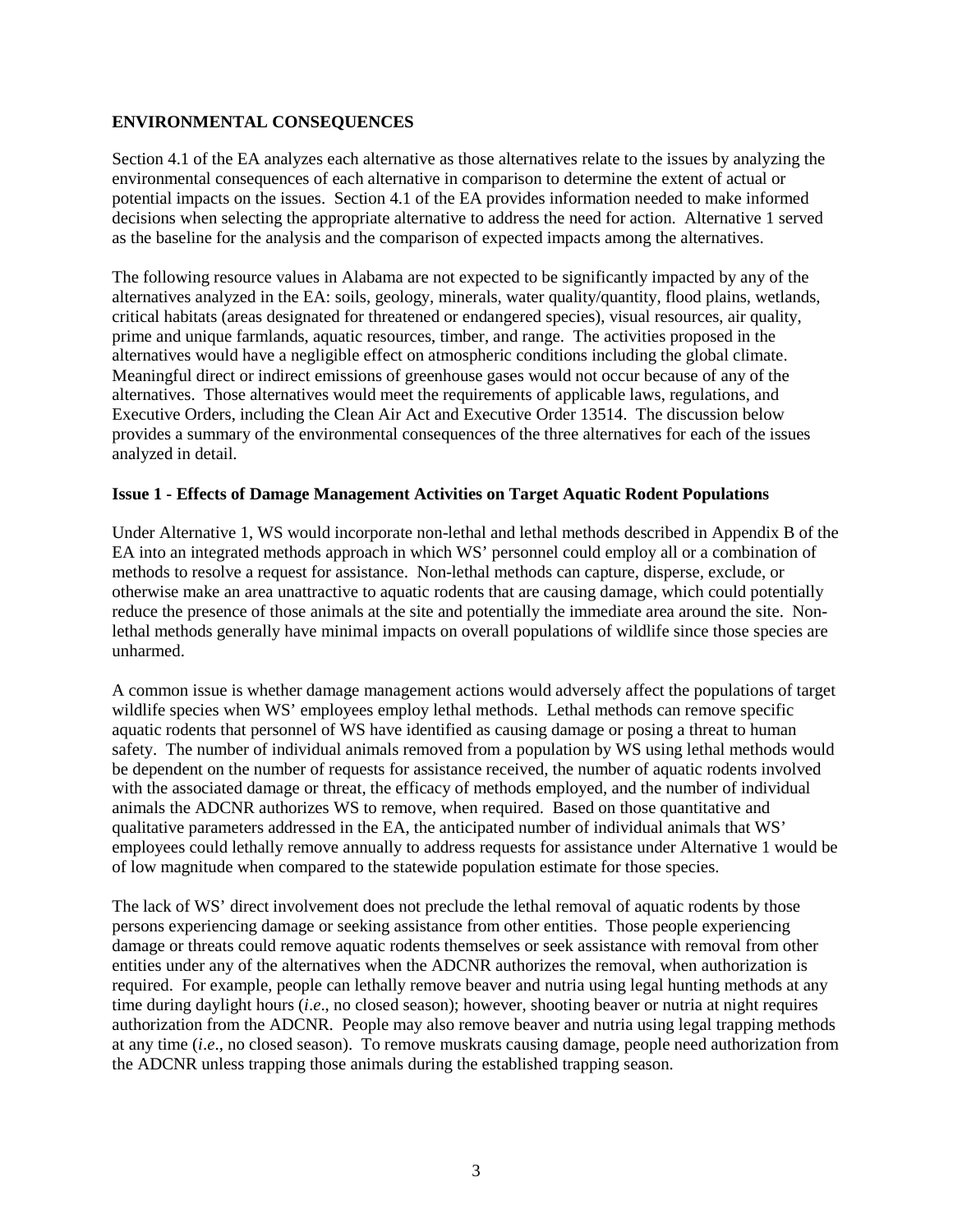**ENVIRONMENTAL CONSEQUENCES**

Section 4.1 of the EA analyzes each alternative as those alternatives relate to the issues by analyzing the environmental consequences of each alternative in comparison to determine the extent of actual or potential impacts on the issues. Section 4.1 of the EA provides information needed to make informed decisions when selecting the appropriate alternative to address the need for action. Alternative 1 served as the baseline for the analysis and the comparison of expected impacts among the alternatives.

The following resource values in Alabama are not expected to be significantly impacted by any of the alternatives analyzed in the EA: soils, geology, minerals, water quality/quantity, flood plains, wetlands, critical habitats (areas designated for threatened or endangered species), visual resources, air quality, prime and unique farmlands, aquatic resources, timber, and range. The activities proposed in the alternatives would have a negligible effect on atmospheric conditions including the global climate. Meaningful direct or indirect emissions of greenhouse gases would not occur because of any of the alternatives. Those alternatives would meet the requirements of applicable laws, regulations, and Executive Orders, including the Clean Air Act and Executive Order 13514. The discussion below provides a summary of the environmental consequences of the three alternatives for each of the issues analyzed in detail.

**Issue 1 - Effects of Damage Management Activities on Target Aquatic Rodent Populations**

Under Alternative 1, WS would incorporate non-lethal and lethal methods described in Appendix B of the EA into an integrated methods approach in which WS' personnel could employ all or a combination of methods to resolve a request for assistance. Non-lethal methods can capture, disperse, exclude, or otherwise make an area unattractive to aquatic rodents that are causing damage, which could potentially reduce the presence of those animals at the site and potentially the immediate area around the site. Non-lethal methods generally have minimal impacts on overall populations of wildlife since those species are unharmed.

A common issue is whether damage management actions would adversely affect the populations of target wildlife species when WS' employees employ lethal methods. Lethal methods can remove specific aquatic rodents that personnel of WS have identified as causing damage or posing a threat to human safety. The number of individual animals removed from a population by WS using lethal methods would be dependent on the number of requests for assistance received, the number of aquatic rodents involved with the associated damage or threat, the efficacy of methods employed, and the number of individual animals the ADCNR authorizes WS to remove, when required. Based on those quantitative and qualitative parameters addressed in the EA, the anticipated number of individual animals that WS' employees could lethally remove annually to address requests for assistance under Alternative 1 would be of low magnitude when compared to the statewide population estimate for those species.

The lack of WS' direct involvement does not preclude the lethal removal of aquatic rodents by those persons experiencing damage or seeking assistance from other entities. Those people experiencing damage or threats could remove aquatic rodents themselves or seek assistance with removal from other entities under any of the alternatives when the ADCNR authorizes the removal, when authorization is required. For example, people can lethally remove beaver and nutria using legal hunting methods at any time during daylight hours (*i.e*., no closed season); however, shooting beaver or nutria at night requires authorization from the ADCNR. People may also remove beaver and nutria using legal trapping methods at any time (*i.e*., no closed season). To remove muskrats causing damage, people need authorization from the ADCNR unless trapping those animals during the established trapping season.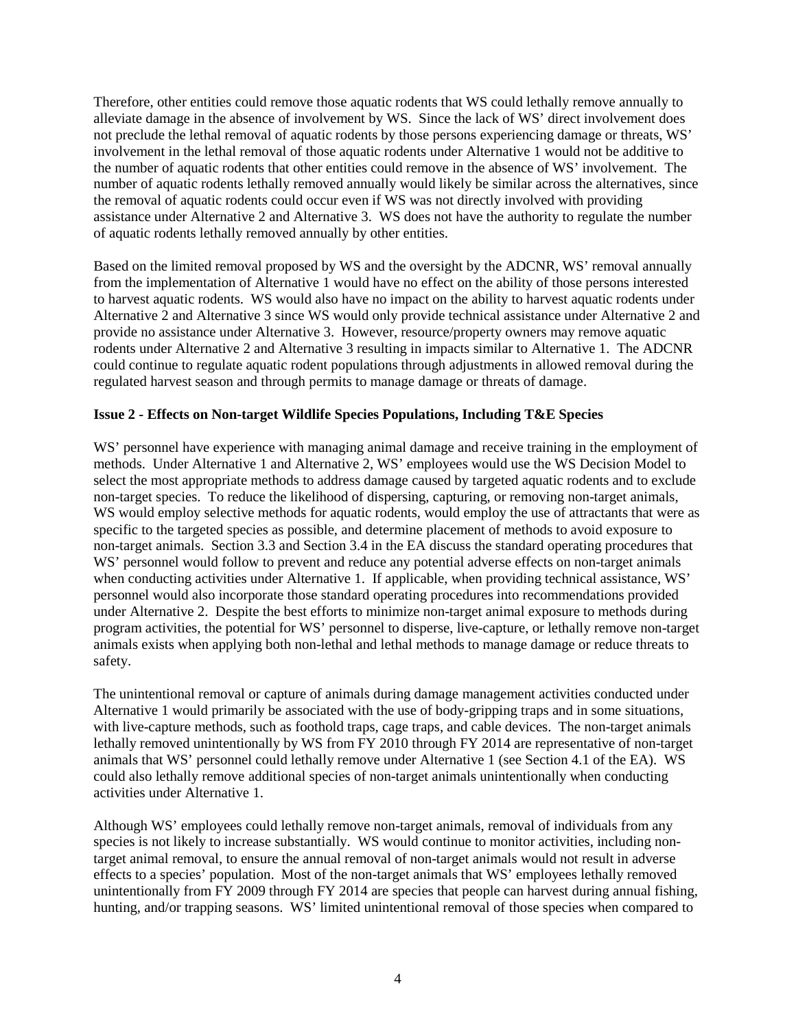Therefore, other entities could remove those aquatic rodents that WS could lethally remove annually to alleviate damage in the absence of involvement by WS. Since the lack of WS' direct involvement does not preclude the lethal removal of aquatic rodents by those persons experiencing damage or threats, WS' involvement in the lethal removal of those aquatic rodents under Alternative 1 would not be additive to the number of aquatic rodents that other entities could remove in the absence of WS' involvement. The number of aquatic rodents lethally removed annually would likely be similar across the alternatives, since the removal of aquatic rodents could occur even if WS was not directly involved with providing assistance under Alternative 2 and Alternative 3. WS does not have the authority to regulate the number of aquatic rodents lethally removed annually by other entities.

Based on the limited removal proposed by WS and the oversight by the ADCNR, WS' removal annually from the implementation of Alternative 1 would have no effect on the ability of those persons interested to harvest aquatic rodents. WS would also have no impact on the ability to harvest aquatic rodents under Alternative 2 and Alternative 3 since WS would only provide technical assistance under Alternative 2 and provide no assistance under Alternative 3. However, resource/property owners may remove aquatic rodents under Alternative 2 and Alternative 3 resulting in impacts similar to Alternative 1. The ADCNR could continue to regulate aquatic rodent populations through adjustments in allowed removal during the regulated harvest season and through permits to manage damage or threats of damage.

**Issue 2 - Effects on Non-target Wildlife Species Populations, Including T&E Species**

WS' personnel have experience with managing animal damage and receive training in the employment of methods. Under Alternative 1 and Alternative 2, WS' employees would use the WS Decision Model to select the most appropriate methods to address damage caused by targeted aquatic rodents and to exclude non-target species. To reduce the likelihood of dispersing, capturing, or removing non-target animals, WS would employ selective methods for aquatic rodents, would employ the use of attractants that were as specific to the targeted species as possible, and determine placement of methods to avoid exposure to non-target animals. Section 3.3 and Section 3.4 in the EA discuss the standard operating procedures that WS' personnel would follow to prevent and reduce any potential adverse effects on non-target animals when conducting activities under Alternative 1. If applicable, when providing technical assistance, WS' personnel would also incorporate those standard operating procedures into recommendations provided under Alternative 2. Despite the best efforts to minimize non-target animal exposure to methods during program activities, the potential for WS' personnel to disperse, live-capture, or lethally remove non-target animals exists when applying both non-lethal and lethal methods to manage damage or reduce threats to safety.

The unintentional removal or capture of animals during damage management activities conducted under Alternative 1 would primarily be associated with the use of body-gripping traps and in some situations, with live-capture methods, such as foothold traps, cage traps, and cable devices. The non-target animals lethally removed unintentionally by WS from FY 2010 through FY 2014 are representative of non-target animals that WS' personnel could lethally remove under Alternative 1 (see Section 4.1 of the EA). WS could also lethally remove additional species of non-target animals unintentionally when conducting activities under Alternative 1.

Although WS' employees could lethally remove non-target animals, removal of individuals from any species is not likely to increase substantially. WS would continue to monitor activities, including non-target animal removal, to ensure the annual removal of non-target animals would not result in adverse effects to a species' population. Most of the non-target animals that WS' employees lethally removed unintentionally from FY 2009 through FY 2014 are species that people can harvest during annual fishing, hunting, and/or trapping seasons. WS' limited unintentional removal of those species when compared to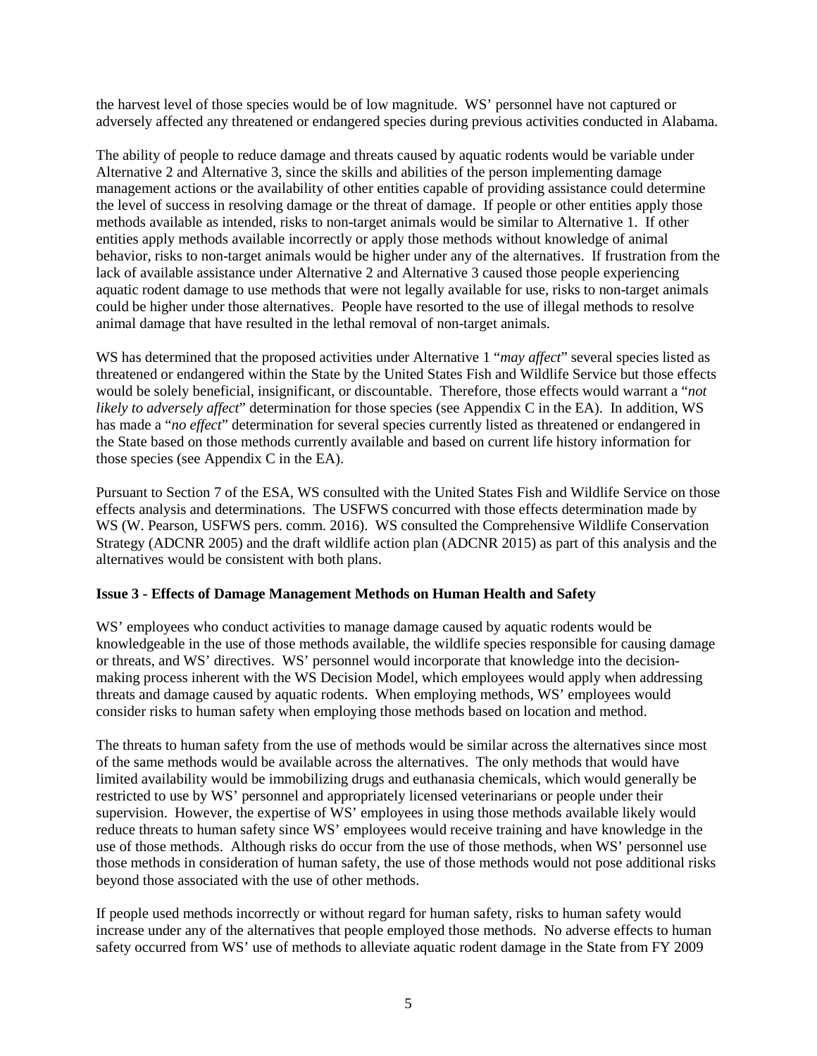the harvest level of those species would be of low magnitude. WS' personnel have not captured or adversely affected any threatened or endangered species during previous activities conducted in Alabama.

The ability of people to reduce damage and threats caused by aquatic rodents would be variable under Alternative 2 and Alternative 3, since the skills and abilities of the person implementing damage management actions or the availability of other entities capable of providing assistance could determine the level of success in resolving damage or the threat of damage. If people or other entities apply those methods available as intended, risks to non-target animals would be similar to Alternative 1. If other entities apply methods available incorrectly or apply those methods without knowledge of animal behavior, risks to non-target animals would be higher under any of the alternatives. If frustration from the lack of available assistance under Alternative 2 and Alternative 3 caused those people experiencing aquatic rodent damage to use methods that were not legally available for use, risks to non-target animals could be higher under those alternatives. People have resorted to the use of illegal methods to resolve animal damage that have resulted in the lethal removal of non-target animals.

WS has determined that the proposed activities under Alternative 1 "*may affect*" several species listed as threatened or endangered within the State by the United States Fish and Wildlife Service but those effects would be solely beneficial, insignificant, or discountable. Therefore, those effects would warrant a "*not likely to adversely affect*" determination for those species (see Appendix C in the EA). In addition, WS has made a "*no effect*" determination for several species currently listed as threatened or endangered in the State based on those methods currently available and based on current life history information for those species (see Appendix C in the EA).

Pursuant to Section 7 of the ESA, WS consulted with the United States Fish and Wildlife Service on those effects analysis and determinations. The USFWS concurred with those effects determination made by WS (W. Pearson, USFWS pers. comm. 2016). WS consulted the Comprehensive Wildlife Conservation Strategy (ADCNR 2005) and the draft wildlife action plan (ADCNR 2015) as part of this analysis and the alternatives would be consistent with both plans.

**Issue 3 - Effects of Damage Management Methods on Human Health and Safety**

WS' employees who conduct activities to manage damage caused by aquatic rodents would be knowledgeable in the use of those methods available, the wildlife species responsible for causing damage or threats, and WS' directives. WS' personnel would incorporate that knowledge into the decision-making process inherent with the WS Decision Model, which employees would apply when addressing threats and damage caused by aquatic rodents. When employing methods, WS' employees would consider risks to human safety when employing those methods based on location and method.

The threats to human safety from the use of methods would be similar across the alternatives since most of the same methods would be available across the alternatives. The only methods that would have limited availability would be immobilizing drugs and euthanasia chemicals, which would generally be restricted to use by WS' personnel and appropriately licensed veterinarians or people under their supervision. However, the expertise of WS' employees in using those methods available likely would reduce threats to human safety since WS' employees would receive training and have knowledge in the use of those methods. Although risks do occur from the use of those methods, when WS' personnel use those methods in consideration of human safety, the use of those methods would not pose additional risks beyond those associated with the use of other methods.

If people used methods incorrectly or without regard for human safety, risks to human safety would increase under any of the alternatives that people employed those methods. No adverse effects to human safety occurred from WS' use of methods to alleviate aquatic rodent damage in the State from FY 2009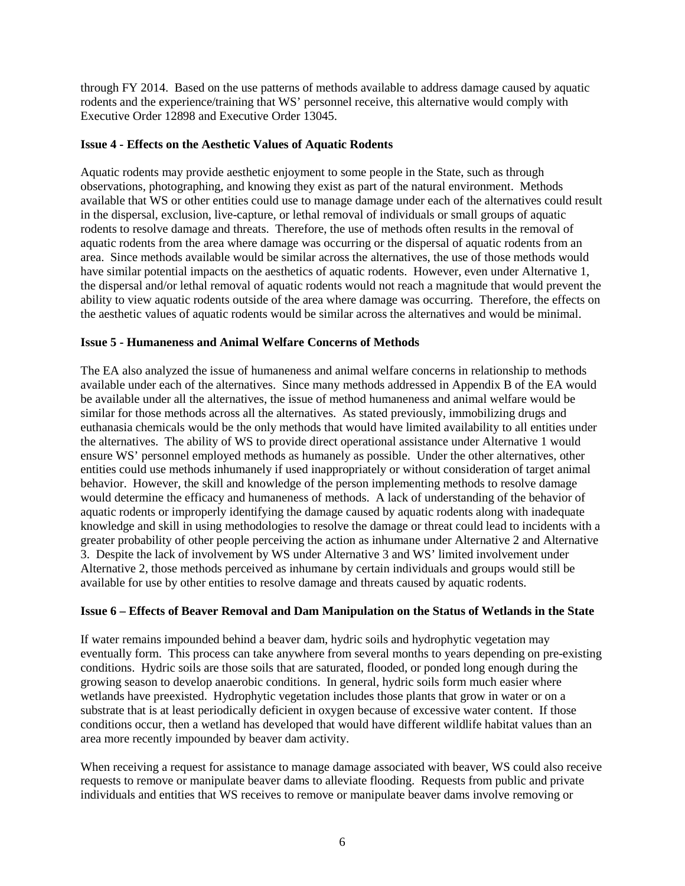through FY 2014. Based on the use patterns of methods available to address damage caused by aquatic rodents and the experience/training that WS' personnel receive, this alternative would comply with Executive Order 12898 and Executive Order 13045.

**Issue 4 - Effects on the Aesthetic Values of Aquatic Rodents**

Aquatic rodents may provide aesthetic enjoyment to some people in the State, such as through observations, photographing, and knowing they exist as part of the natural environment. Methods available that WS or other entities could use to manage damage under each of the alternatives could result in the dispersal, exclusion, live-capture, or lethal removal of individuals or small groups of aquatic rodents to resolve damage and threats. Therefore, the use of methods often results in the removal of aquatic rodents from the area where damage was occurring or the dispersal of aquatic rodents from an area. Since methods available would be similar across the alternatives, the use of those methods would have similar potential impacts on the aesthetics of aquatic rodents. However, even under Alternative 1, the dispersal and/or lethal removal of aquatic rodents would not reach a magnitude that would prevent the ability to view aquatic rodents outside of the area where damage was occurring. Therefore, the effects on the aesthetic values of aquatic rodents would be similar across the alternatives and would be minimal.

**Issue 5 - Humaneness and Animal Welfare Concerns of Methods**

The EA also analyzed the issue of humaneness and animal welfare concerns in relationship to methods available under each of the alternatives. Since many methods addressed in Appendix B of the EA would be available under all the alternatives, the issue of method humaneness and animal welfare would be similar for those methods across all the alternatives. As stated previously, immobilizing drugs and euthanasia chemicals would be the only methods that would have limited availability to all entities under the alternatives. The ability of WS to provide direct operational assistance under Alternative 1 would ensure WS' personnel employed methods as humanely as possible. Under the other alternatives, other entities could use methods inhumanely if used inappropriately or without consideration of target animal behavior. However, the skill and knowledge of the person implementing methods to resolve damage would determine the efficacy and humaneness of methods. A lack of understanding of the behavior of aquatic rodents or improperly identifying the damage caused by aquatic rodents along with inadequate knowledge and skill in using methodologies to resolve the damage or threat could lead to incidents with a greater probability of other people perceiving the action as inhumane under Alternative 2 and Alternative 3. Despite the lack of involvement by WS under Alternative 3 and WS' limited involvement under Alternative 2, those methods perceived as inhumane by certain individuals and groups would still be available for use by other entities to resolve damage and threats caused by aquatic rodents.

**Issue 6 – Effects of Beaver Removal and Dam Manipulation on the Status of Wetlands in the State**

If water remains impounded behind a beaver dam, hydric soils and hydrophytic vegetation may eventually form. This process can take anywhere from several months to years depending on pre-existing conditions. Hydric soils are those soils that are saturated, flooded, or ponded long enough during the growing season to develop anaerobic conditions. In general, hydric soils form much easier where wetlands have preexisted. Hydrophytic vegetation includes those plants that grow in water or on a substrate that is at least periodically deficient in oxygen because of excessive water content. If those conditions occur, then a wetland has developed that would have different wildlife habitat values than an area more recently impounded by beaver dam activity.

When receiving a request for assistance to manage damage associated with beaver, WS could also receive requests to remove or manipulate beaver dams to alleviate flooding. Requests from public and private individuals and entities that WS receives to remove or manipulate beaver dams involve removing or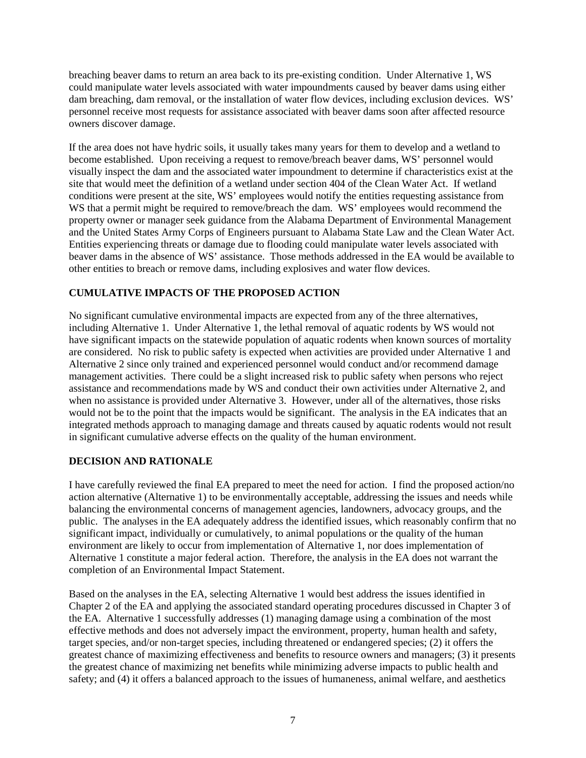breaching beaver dams to return an area back to its pre-existing condition. Under Alternative 1, WS could manipulate water levels associated with water impoundments caused by beaver dams using either dam breaching, dam removal, or the installation of water flow devices, including exclusion devices. WS' personnel receive most requests for assistance associated with beaver dams soon after affected resource owners discover damage.

If the area does not have hydric soils, it usually takes many years for them to develop and a wetland to become established. Upon receiving a request to remove/breach beaver dams, WS' personnel would visually inspect the dam and the associated water impoundment to determine if characteristics exist at the site that would meet the definition of a wetland under section 404 of the Clean Water Act. If wetland conditions were present at the site, WS' employees would notify the entities requesting assistance from WS that a permit might be required to remove/breach the dam. WS' employees would recommend the property owner or manager seek guidance from the Alabama Department of Environmental Management and the United States Army Corps of Engineers pursuant to Alabama State Law and the Clean Water Act. Entities experiencing threats or damage due to flooding could manipulate water levels associated with beaver dams in the absence of WS' assistance. Those methods addressed in the EA would be available to other entities to breach or remove dams, including explosives and water flow devices.

## CUMULATIVE IMPACTS OF THE PROPOSED ACTION

No significant cumulative environmental impacts are expected from any of the three alternatives, including Alternative 1. Under Alternative 1, the lethal removal of aquatic rodents by WS would not have significant impacts on the statewide population of aquatic rodents when known sources of mortality are considered. No risk to public safety is expected when activities are provided under Alternative 1 and Alternative 2 since only trained and experienced personnel would conduct and/or recommend damage management activities. There could be a slight increased risk to public safety when persons who reject assistance and recommendations made by WS and conduct their own activities under Alternative 2, and when no assistance is provided under Alternative 3. However, under all of the alternatives, those risks would not be to the point that the impacts would be significant. The analysis in the EA indicates that an integrated methods approach to managing damage and threats caused by aquatic rodents would not result in significant cumulative adverse effects on the quality of the human environment.

## DECISION AND RATIONALE

I have carefully reviewed the final EA prepared to meet the need for action. I find the proposed action/no action alternative (Alternative 1) to be environmentally acceptable, addressing the issues and needs while balancing the environmental concerns of management agencies, landowners, advocacy groups, and the public. The analyses in the EA adequately address the identified issues, which reasonably confirm that no significant impact, individually or cumulatively, to animal populations or the quality of the human environment are likely to occur from implementation of Alternative 1, nor does implementation of Alternative 1 constitute a major federal action. Therefore, the analysis in the EA does not warrant the completion of an Environmental Impact Statement.

Based on the analyses in the EA, selecting Alternative 1 would best address the issues identified in Chapter 2 of the EA and applying the associated standard operating procedures discussed in Chapter 3 of the EA. Alternative 1 successfully addresses (1) managing damage using a combination of the most effective methods and does not adversely impact the environment, property, human health and safety, target species, and/or non-target species, including threatened or endangered species; (2) it offers the greatest chance of maximizing effectiveness and benefits to resource owners and managers; (3) it presents the greatest chance of maximizing net benefits while minimizing adverse impacts to public health and safety; and (4) it offers a balanced approach to the issues of humaneness, animal welfare, and aesthetics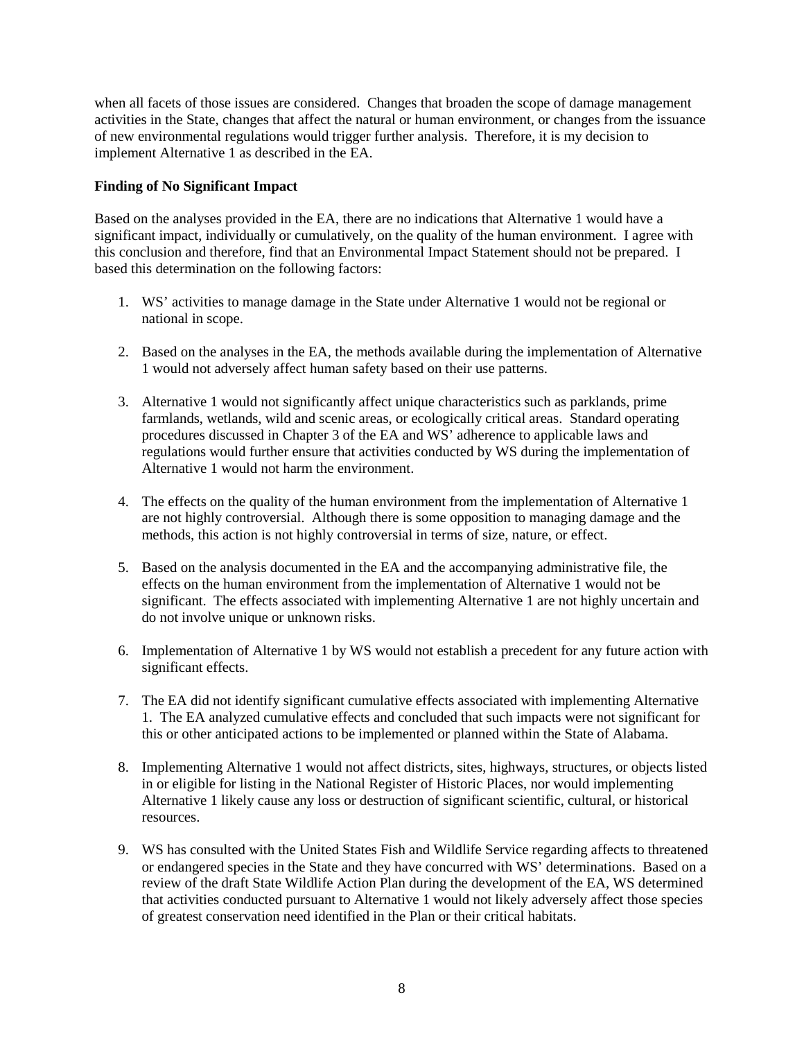when all facets of those issues are considered. Changes that broaden the scope of damage management activities in the State, changes that affect the natural or human environment, or changes from the issuance of new environmental regulations would trigger further analysis. Therefore, it is my decision to implement Alternative 1 as described in the EA.

**Finding of No Significant Impact**

Based on the analyses provided in the EA, there are no indications that Alternative 1 would have a significant impact, individually or cumulatively, on the quality of the human environment. I agree with this conclusion and therefore, find that an Environmental Impact Statement should not be prepared. I based this determination on the following factors:

1. WS' activities to manage damage in the State under Alternative 1 would not be regional or national in scope.

2. Based on the analyses in the EA, the methods available during the implementation of Alternative 1 would not adversely affect human safety based on their use patterns.

3. Alternative 1 would not significantly affect unique characteristics such as parklands, prime farmlands, wetlands, wild and scenic areas, or ecologically critical areas. Standard operating procedures discussed in Chapter 3 of the EA and WS' adherence to applicable laws and regulations would further ensure that activities conducted by WS during the implementation of Alternative 1 would not harm the environment.

4. The effects on the quality of the human environment from the implementation of Alternative 1 are not highly controversial. Although there is some opposition to managing damage and the methods, this action is not highly controversial in terms of size, nature, or effect.

5. Based on the analysis documented in the EA and the accompanying administrative file, the effects on the human environment from the implementation of Alternative 1 would not be significant. The effects associated with implementing Alternative 1 are not highly uncertain and do not involve unique or unknown risks.

6. Implementation of Alternative 1 by WS would not establish a precedent for any future action with significant effects.

7. The EA did not identify significant cumulative effects associated with implementing Alternative 1. The EA analyzed cumulative effects and concluded that such impacts were not significant for this or other anticipated actions to be implemented or planned within the State of Alabama.

8. Implementing Alternative 1 would not affect districts, sites, highways, structures, or objects listed in or eligible for listing in the National Register of Historic Places, nor would implementing Alternative 1 likely cause any loss or destruction of significant scientific, cultural, or historical resources.

9. WS has consulted with the United States Fish and Wildlife Service regarding affects to threatened or endangered species in the State and they have concurred with WS' determinations. Based on a review of the draft State Wildlife Action Plan during the development of the EA, WS determined that activities conducted pursuant to Alternative 1 would not likely adversely affect those species of greatest conservation need identified in the Plan or their critical habitats.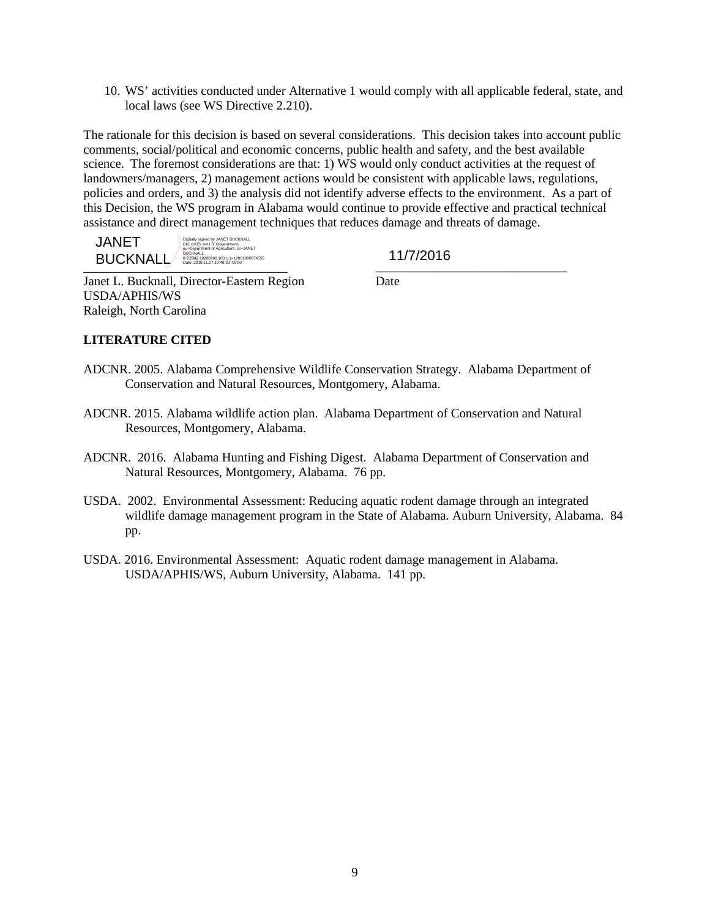10. WS' activities conducted under Alternative 1 would comply with all applicable federal, state, and local laws (see WS Directive 2.210).

The rationale for this decision is based on several considerations. This decision takes into account public comments, social/political and economic concerns, public health and safety, and the best available science. The foremost considerations are that: 1) WS would only conduct activities at the request of landowners/managers, 2) management actions would be consistent with applicable laws, regulations, policies and orders, and 3) the analysis did not identify adverse effects to the environment. As a part of this Decision, the WS program in Alabama would continue to provide effective and practical technical assistance and direct management techniques that reduces damage and threats of damage.

JANET BUCKNALL
Digitally signed by JANET BUCKNALL
DN: c=US, o=U.S. Government, ou=Department of Agriculture, cn=JANET BUCKNALL, 0.9.2342.19200300.100.1.1=12001000074555
Date: 2016.11.07 10:48:30 -05'00'

11/7/2016

Janet L. Bucknall, Director-Eastern Region
USDA/APHIS/WS
Raleigh, North Carolina

Date

**LITERATURE CITED**

ADCNR. 2005. Alabama Comprehensive Wildlife Conservation Strategy. Alabama Department of Conservation and Natural Resources, Montgomery, Alabama.

ADCNR. 2015. Alabama wildlife action plan. Alabama Department of Conservation and Natural Resources, Montgomery, Alabama.

ADCNR. 2016. Alabama Hunting and Fishing Digest. Alabama Department of Conservation and Natural Resources, Montgomery, Alabama. 76 pp.

USDA. 2002. Environmental Assessment: Reducing aquatic rodent damage through an integrated wildlife damage management program in the State of Alabama. Auburn University, Alabama. 84 pp.

USDA. 2016. Environmental Assessment: Aquatic rodent damage management in Alabama. USDA/APHIS/WS, Auburn University, Alabama. 141 pp.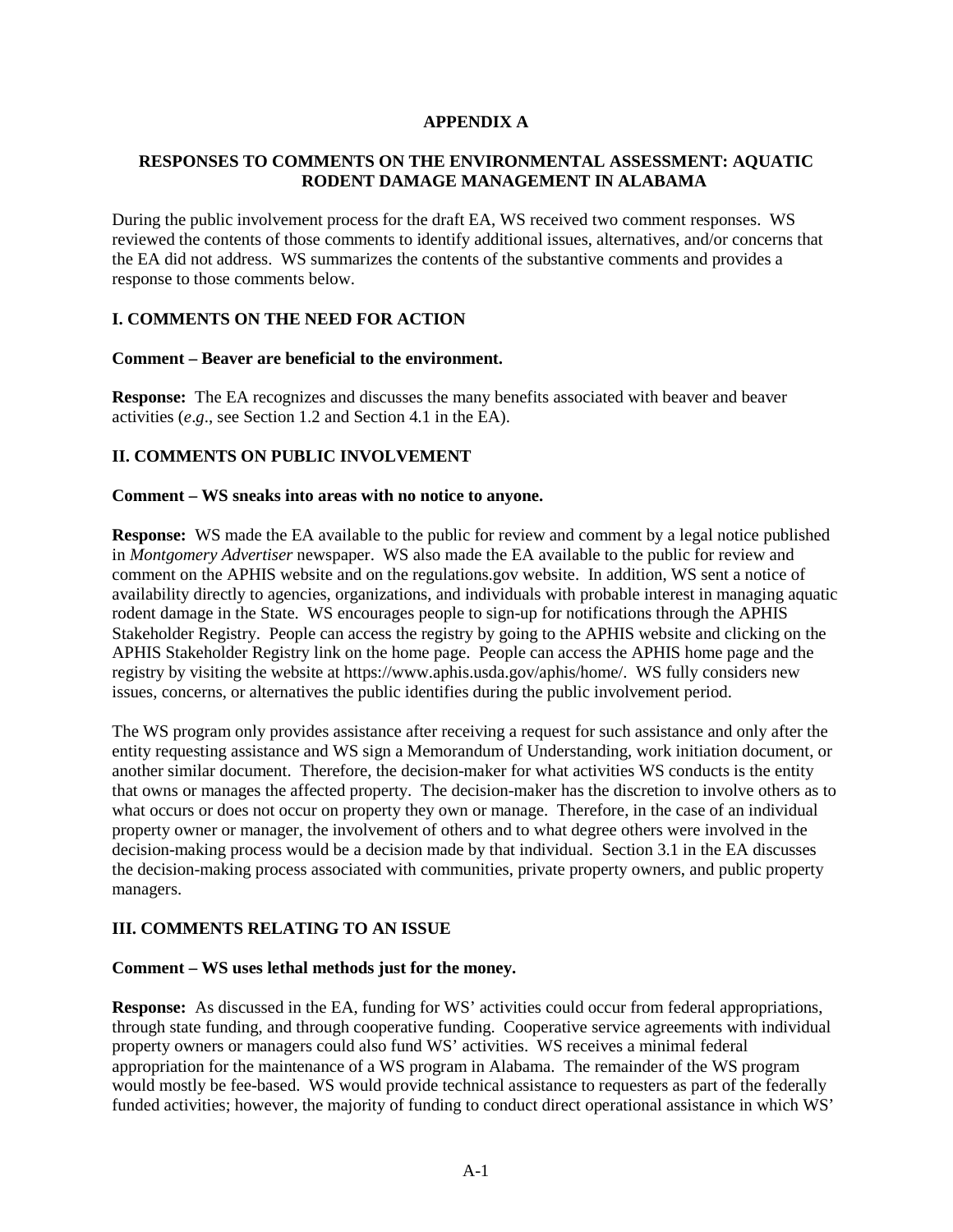# APPENDIX A

## RESPONSES TO COMMENTS ON THE ENVIRONMENTAL ASSESSMENT: AQUATIC RODENT DAMAGE MANAGEMENT IN ALABAMA

During the public involvement process for the draft EA, WS received two comment responses. WS reviewed the contents of those comments to identify additional issues, alternatives, and/or concerns that the EA did not address. WS summarizes the contents of the substantive comments and provides a response to those comments below.

### I. COMMENTS ON THE NEED FOR ACTION

**Comment – Beaver are beneficial to the environment.**

**Response:** The EA recognizes and discusses the many benefits associated with beaver and beaver activities (*e.g*., see Section 1.2 and Section 4.1 in the EA).

### II. COMMENTS ON PUBLIC INVOLVEMENT

**Comment – WS sneaks into areas with no notice to anyone.**

**Response:** WS made the EA available to the public for review and comment by a legal notice published in *Montgomery Advertiser* newspaper. WS also made the EA available to the public for review and comment on the APHIS website and on the regulations.gov website. In addition, WS sent a notice of availability directly to agencies, organizations, and individuals with probable interest in managing aquatic rodent damage in the State. WS encourages people to sign-up for notifications through the APHIS Stakeholder Registry. People can access the registry by going to the APHIS website and clicking on the APHIS Stakeholder Registry link on the home page. People can access the APHIS home page and the registry by visiting the website at https://www.aphis.usda.gov/aphis/home/. WS fully considers new issues, concerns, or alternatives the public identifies during the public involvement period.

The WS program only provides assistance after receiving a request for such assistance and only after the entity requesting assistance and WS sign a Memorandum of Understanding, work initiation document, or another similar document. Therefore, the decision-maker for what activities WS conducts is the entity that owns or manages the affected property. The decision-maker has the discretion to involve others as to what occurs or does not occur on property they own or manage. Therefore, in the case of an individual property owner or manager, the involvement of others and to what degree others were involved in the decision-making process would be a decision made by that individual. Section 3.1 in the EA discusses the decision-making process associated with communities, private property owners, and public property managers.

### III. COMMENTS RELATING TO AN ISSUE

**Comment – WS uses lethal methods just for the money.**

**Response:** As discussed in the EA, funding for WS' activities could occur from federal appropriations, through state funding, and through cooperative funding. Cooperative service agreements with individual property owners or managers could also fund WS' activities. WS receives a minimal federal appropriation for the maintenance of a WS program in Alabama. The remainder of the WS program would mostly be fee-based. WS would provide technical assistance to requesters as part of the federally funded activities; however, the majority of funding to conduct direct operational assistance in which WS'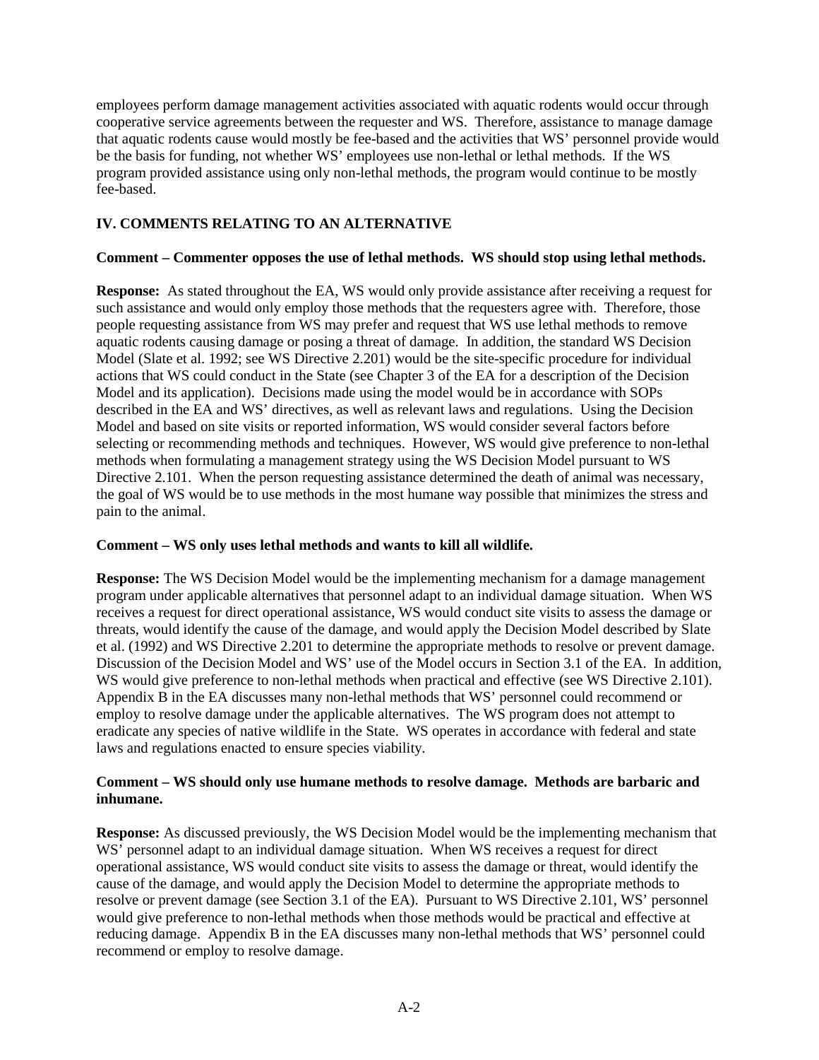employees perform damage management activities associated with aquatic rodents would occur through cooperative service agreements between the requester and WS. Therefore, assistance to manage damage that aquatic rodents cause would mostly be fee-based and the activities that WS' personnel provide would be the basis for funding, not whether WS' employees use non-lethal or lethal methods. If the WS program provided assistance using only non-lethal methods, the program would continue to be mostly fee-based.

## IV. COMMENTS RELATING TO AN ALTERNATIVE

**Comment – Commenter opposes the use of lethal methods. WS should stop using lethal methods.**

**Response:** As stated throughout the EA, WS would only provide assistance after receiving a request for such assistance and would only employ those methods that the requesters agree with. Therefore, those people requesting assistance from WS may prefer and request that WS use lethal methods to remove aquatic rodents causing damage or posing a threat of damage. In addition, the standard WS Decision Model (Slate et al. 1992; see WS Directive 2.201) would be the site-specific procedure for individual actions that WS could conduct in the State (see Chapter 3 of the EA for a description of the Decision Model and its application). Decisions made using the model would be in accordance with SOPs described in the EA and WS' directives, as well as relevant laws and regulations. Using the Decision Model and based on site visits or reported information, WS would consider several factors before selecting or recommending methods and techniques. However, WS would give preference to non-lethal methods when formulating a management strategy using the WS Decision Model pursuant to WS Directive 2.101. When the person requesting assistance determined the death of animal was necessary, the goal of WS would be to use methods in the most humane way possible that minimizes the stress and pain to the animal.

**Comment – WS only uses lethal methods and wants to kill all wildlife.**

**Response:** The WS Decision Model would be the implementing mechanism for a damage management program under applicable alternatives that personnel adapt to an individual damage situation. When WS receives a request for direct operational assistance, WS would conduct site visits to assess the damage or threats, would identify the cause of the damage, and would apply the Decision Model described by Slate et al. (1992) and WS Directive 2.201 to determine the appropriate methods to resolve or prevent damage. Discussion of the Decision Model and WS' use of the Model occurs in Section 3.1 of the EA. In addition, WS would give preference to non-lethal methods when practical and effective (see WS Directive 2.101). Appendix B in the EA discusses many non-lethal methods that WS' personnel could recommend or employ to resolve damage under the applicable alternatives. The WS program does not attempt to eradicate any species of native wildlife in the State. WS operates in accordance with federal and state laws and regulations enacted to ensure species viability.

**Comment – WS should only use humane methods to resolve damage. Methods are barbaric and inhumane.**

**Response:** As discussed previously, the WS Decision Model would be the implementing mechanism that WS' personnel adapt to an individual damage situation. When WS receives a request for direct operational assistance, WS would conduct site visits to assess the damage or threat, would identify the cause of the damage, and would apply the Decision Model to determine the appropriate methods to resolve or prevent damage (see Section 3.1 of the EA). Pursuant to WS Directive 2.101, WS' personnel would give preference to non-lethal methods when those methods would be practical and effective at reducing damage. Appendix B in the EA discusses many non-lethal methods that WS' personnel could recommend or employ to resolve damage.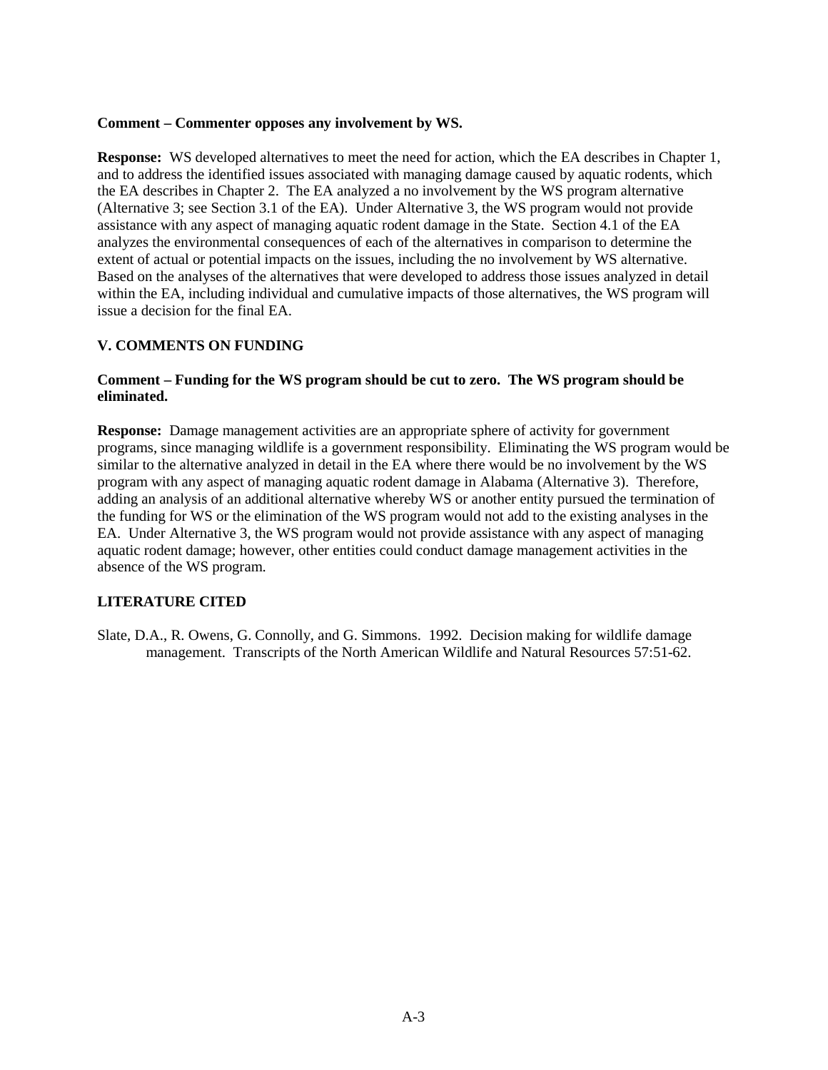**Comment – Commenter opposes any involvement by WS.**

**Response:** WS developed alternatives to meet the need for action, which the EA describes in Chapter 1, and to address the identified issues associated with managing damage caused by aquatic rodents, which the EA describes in Chapter 2. The EA analyzed a no involvement by the WS program alternative (Alternative 3; see Section 3.1 of the EA). Under Alternative 3, the WS program would not provide assistance with any aspect of managing aquatic rodent damage in the State. Section 4.1 of the EA analyzes the environmental consequences of each of the alternatives in comparison to determine the extent of actual or potential impacts on the issues, including the no involvement by WS alternative. Based on the analyses of the alternatives that were developed to address those issues analyzed in detail within the EA, including individual and cumulative impacts of those alternatives, the WS program will issue a decision for the final EA.

## V. COMMENTS ON FUNDING

**Comment – Funding for the WS program should be cut to zero. The WS program should be eliminated.**

**Response:** Damage management activities are an appropriate sphere of activity for government programs, since managing wildlife is a government responsibility. Eliminating the WS program would be similar to the alternative analyzed in detail in the EA where there would be no involvement by the WS program with any aspect of managing aquatic rodent damage in Alabama (Alternative 3). Therefore, adding an analysis of an additional alternative whereby WS or another entity pursued the termination of the funding for WS or the elimination of the WS program would not add to the existing analyses in the EA. Under Alternative 3, the WS program would not provide assistance with any aspect of managing aquatic rodent damage; however, other entities could conduct damage management activities in the absence of the WS program.

## LITERATURE CITED

Slate, D.A., R. Owens, G. Connolly, and G. Simmons. 1992. Decision making for wildlife damage management. Transcripts of the North American Wildlife and Natural Resources 57:51-62.